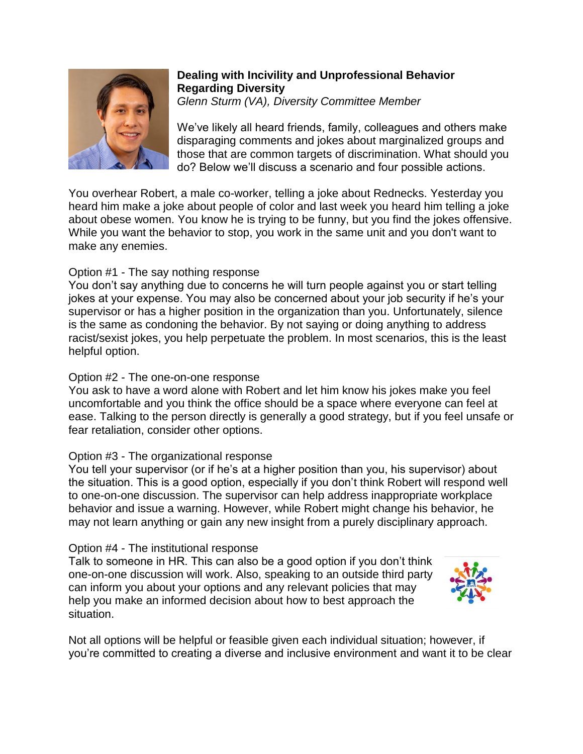**Dealing with Incivility and Unprofessional Behavior Regarding Diversity**
*Glenn Sturm (VA), Diversity Committee Member*

We've likely all heard friends, family, colleagues and others make disparaging comments and jokes about marginalized groups and those that are common targets of discrimination. What should you do? Below we'll discuss a scenario and four possible actions.

You overhear Robert, a male co-worker, telling a joke about Rednecks. Yesterday you heard him make a joke about people of color and last week you heard him telling a joke about obese women. You know he is trying to be funny, but you find the jokes offensive. While you want the behavior to stop, you work in the same unit and you don't want to make any enemies.

Option #1 - The say nothing response
You don't say anything due to concerns he will turn people against you or start telling jokes at your expense. You may also be concerned about your job security if he's your supervisor or has a higher position in the organization than you. Unfortunately, silence is the same as condoning the behavior. By not saying or doing anything to address racist/sexist jokes, you help perpetuate the problem. In most scenarios, this is the least helpful option.

Option #2 - The one-on-one response
You ask to have a word alone with Robert and let him know his jokes make you feel uncomfortable and you think the office should be a space where everyone can feel at ease. Talking to the person directly is generally a good strategy, but if you feel unsafe or fear retaliation, consider other options.

Option #3 - The organizational response
You tell your supervisor (or if he's at a higher position than you, his supervisor) about the situation. This is a good option, especially if you don't think Robert will respond well to one-on-one discussion. The supervisor can help address inappropriate workplace behavior and issue a warning. However, while Robert might change his behavior, he may not learn anything or gain any new insight from a purely disciplinary approach.

Option #4 - The institutional response
Talk to someone in HR. This can also be a good option if you don't think one-on-one discussion will work. Also, speaking to an outside third party can inform you about your options and any relevant policies that may help you make an informed decision about how to best approach the situation.

Not all options will be helpful or feasible given each individual situation; however, if you're committed to creating a diverse and inclusive environment and want it to be clear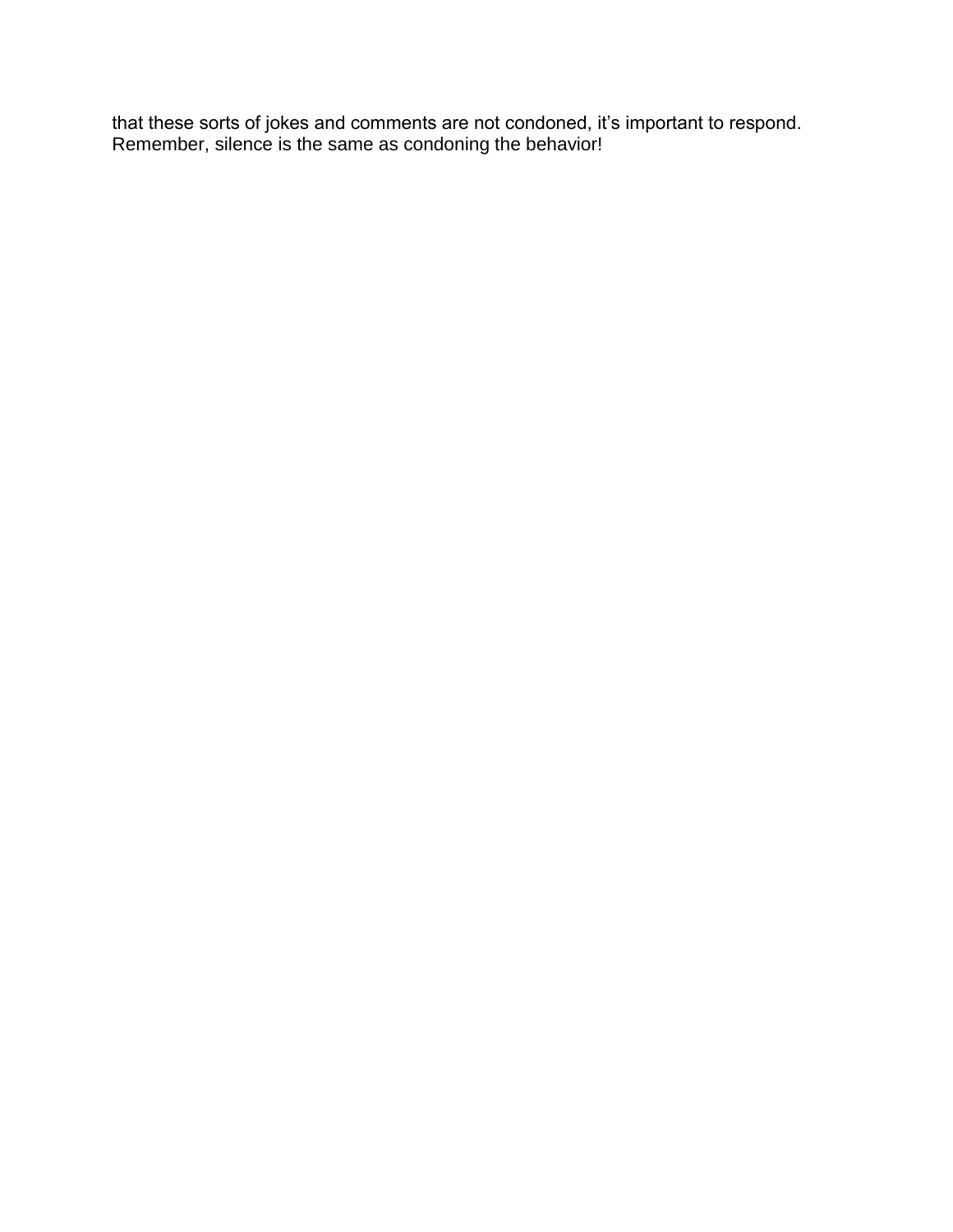that these sorts of jokes and comments are not condoned, it's important to respond. Remember, silence is the same as condoning the behavior!